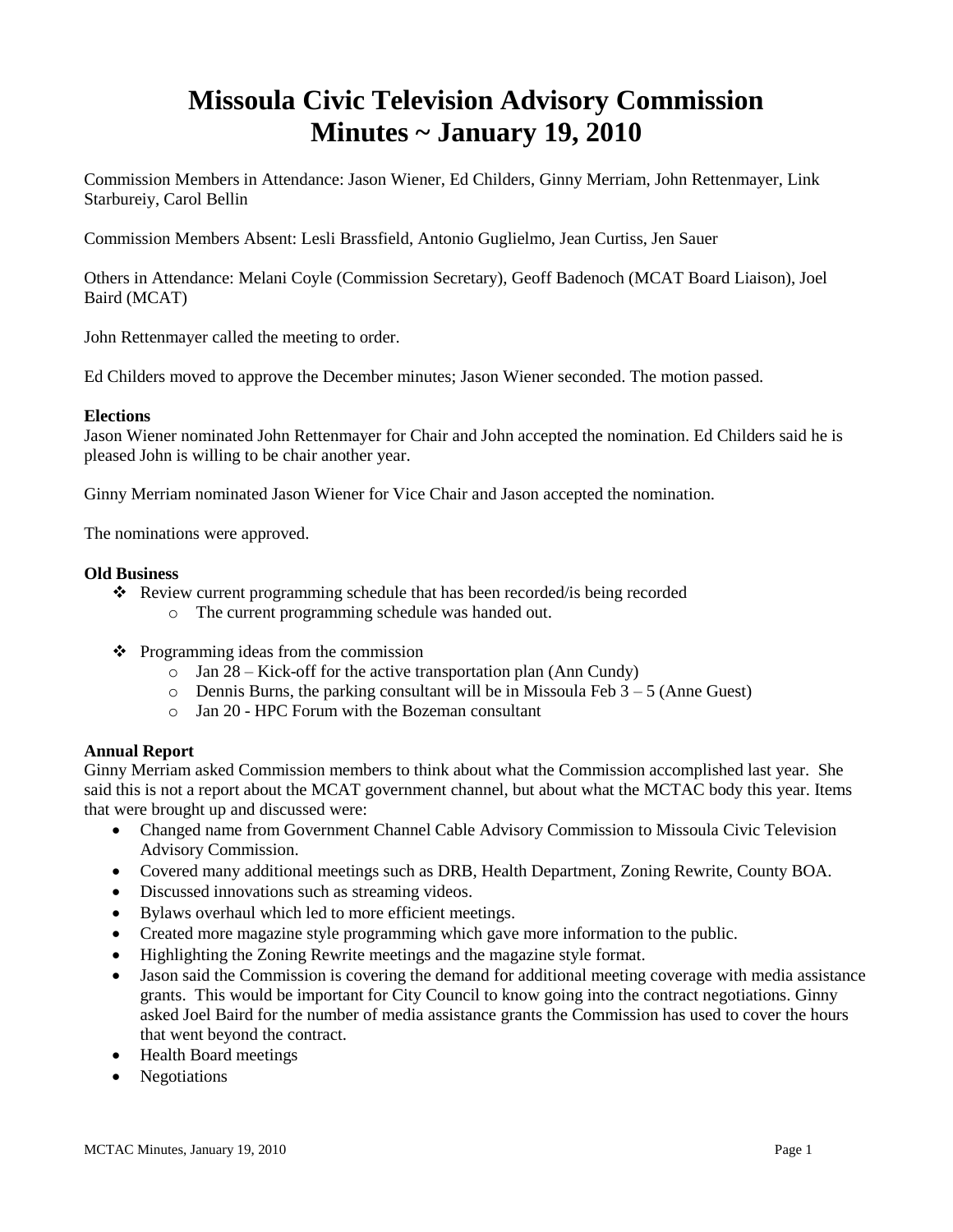# Missoula Civic Television Advisory Commission
# Minutes ~ January 19, 2010

Commission Members in Attendance: Jason Wiener, Ed Childers, Ginny Merriam, John Rettenmayer, Link Starbureiy, Carol Bellin

Commission Members Absent: Lesli Brassfield, Antonio Guglielmo, Jean Curtiss, Jen Sauer

Others in Attendance: Melani Coyle (Commission Secretary), Geoff Badenoch (MCAT Board Liaison), Joel Baird (MCAT)

John Rettenmayer called the meeting to order.

Ed Childers moved to approve the December minutes; Jason Wiener seconded. The motion passed.

**Elections**

Jason Wiener nominated John Rettenmayer for Chair and John accepted the nomination. Ed Childers said he is pleased John is willing to be chair another year.

Ginny Merriam nominated Jason Wiener for Vice Chair and Jason accepted the nomination.

The nominations were approved.

**Old Business**

- Review current programming schedule that has been recorded/is being recorded
  - The current programming schedule was handed out.

- Programming ideas from the commission
  - Jan 28 – Kick-off for the active transportation plan (Ann Cundy)
  - Dennis Burns, the parking consultant will be in Missoula Feb 3 – 5 (Anne Guest)
  - Jan 20 - HPC Forum with the Bozeman consultant

**Annual Report**

Ginny Merriam asked Commission members to think about what the Commission accomplished last year. She said this is not a report about the MCAT government channel, but about what the MCTAC body this year. Items that were brought up and discussed were:

- Changed name from Government Channel Cable Advisory Commission to Missoula Civic Television Advisory Commission.
- Covered many additional meetings such as DRB, Health Department, Zoning Rewrite, County BOA.
- Discussed innovations such as streaming videos.
- Bylaws overhaul which led to more efficient meetings.
- Created more magazine style programming which gave more information to the public.
- Highlighting the Zoning Rewrite meetings and the magazine style format.
- Jason said the Commission is covering the demand for additional meeting coverage with media assistance grants. This would be important for City Council to know going into the contract negotiations. Ginny asked Joel Baird for the number of media assistance grants the Commission has used to cover the hours that went beyond the contract.
- Health Board meetings
- Negotiations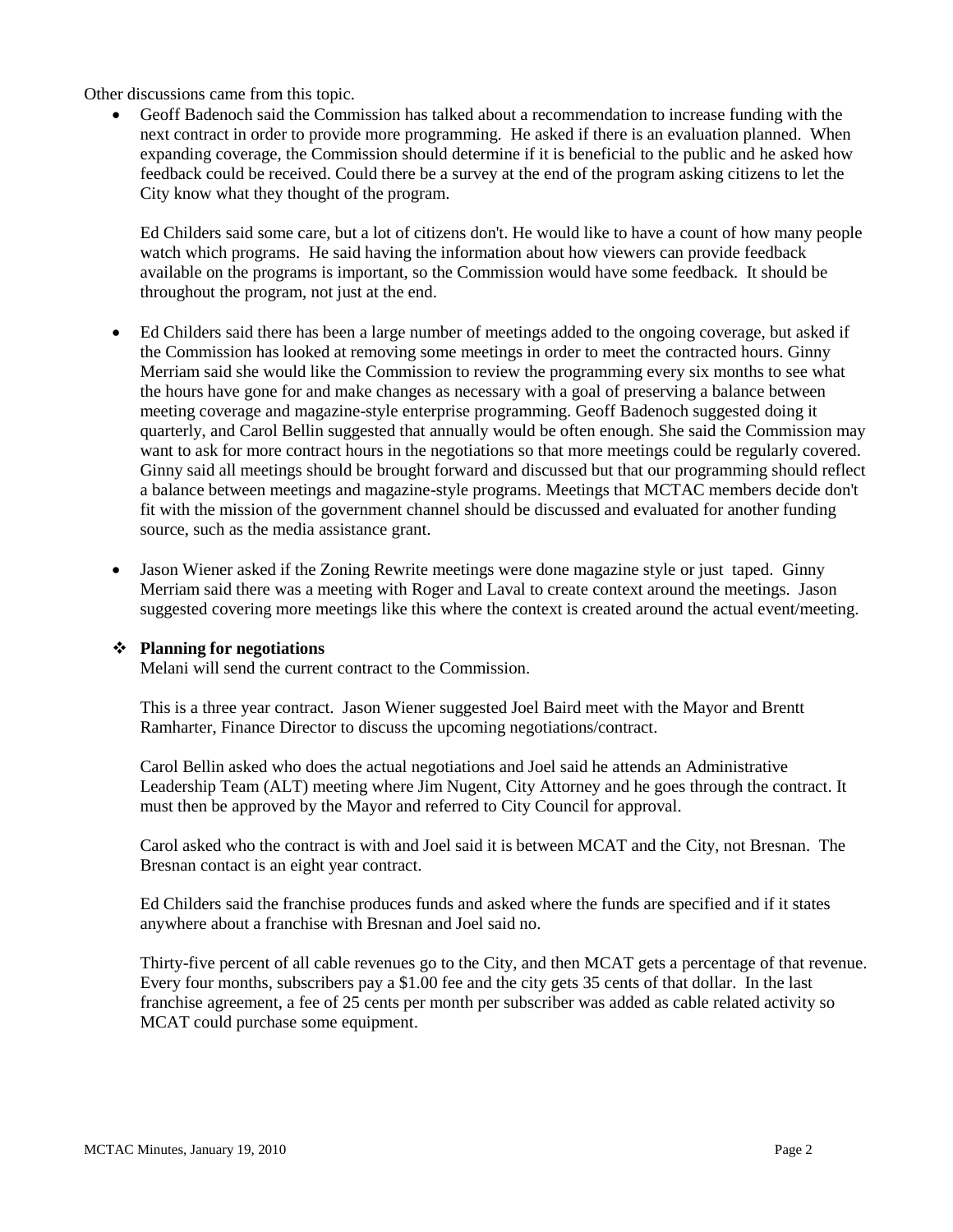Other discussions came from this topic.

- Geoff Badenoch said the Commission has talked about a recommendation to increase funding with the next contract in order to provide more programming. He asked if there is an evaluation planned. When expanding coverage, the Commission should determine if it is beneficial to the public and he asked how feedback could be received. Could there be a survey at the end of the program asking citizens to let the City know what they thought of the program.

  Ed Childers said some care, but a lot of citizens don't. He would like to have a count of how many people watch which programs. He said having the information about how viewers can provide feedback available on the programs is important, so the Commission would have some feedback. It should be throughout the program, not just at the end.

- Ed Childers said there has been a large number of meetings added to the ongoing coverage, but asked if the Commission has looked at removing some meetings in order to meet the contracted hours. Ginny Merriam said she would like the Commission to review the programming every six months to see what the hours have gone for and make changes as necessary with a goal of preserving a balance between meeting coverage and magazine-style enterprise programming. Geoff Badenoch suggested doing it quarterly, and Carol Bellin suggested that annually would be often enough. She said the Commission may want to ask for more contract hours in the negotiations so that more meetings could be regularly covered. Ginny said all meetings should be brought forward and discussed but that our programming should reflect a balance between meetings and magazine-style programs. Meetings that MCTAC members decide don't fit with the mission of the government channel should be discussed and evaluated for another funding source, such as the media assistance grant.

- Jason Wiener asked if the Zoning Rewrite meetings were done magazine style or just taped. Ginny Merriam said there was a meeting with Roger and Laval to create context around the meetings. Jason suggested covering more meetings like this where the context is created around the actual event/meeting.

- **Planning for negotiations**

  Melani will send the current contract to the Commission.

  This is a three year contract. Jason Wiener suggested Joel Baird meet with the Mayor and Brentt Ramharter, Finance Director to discuss the upcoming negotiations/contract.

  Carol Bellin asked who does the actual negotiations and Joel said he attends an Administrative Leadership Team (ALT) meeting where Jim Nugent, City Attorney and he goes through the contract. It must then be approved by the Mayor and referred to City Council for approval.

  Carol asked who the contract is with and Joel said it is between MCAT and the City, not Bresnan. The Bresnan contact is an eight year contract.

  Ed Childers said the franchise produces funds and asked where the funds are specified and if it states anywhere about a franchise with Bresnan and Joel said no.

  Thirty-five percent of all cable revenues go to the City, and then MCAT gets a percentage of that revenue. Every four months, subscribers pay a $1.00 fee and the city gets 35 cents of that dollar. In the last franchise agreement, a fee of 25 cents per month per subscriber was added as cable related activity so MCAT could purchase some equipment.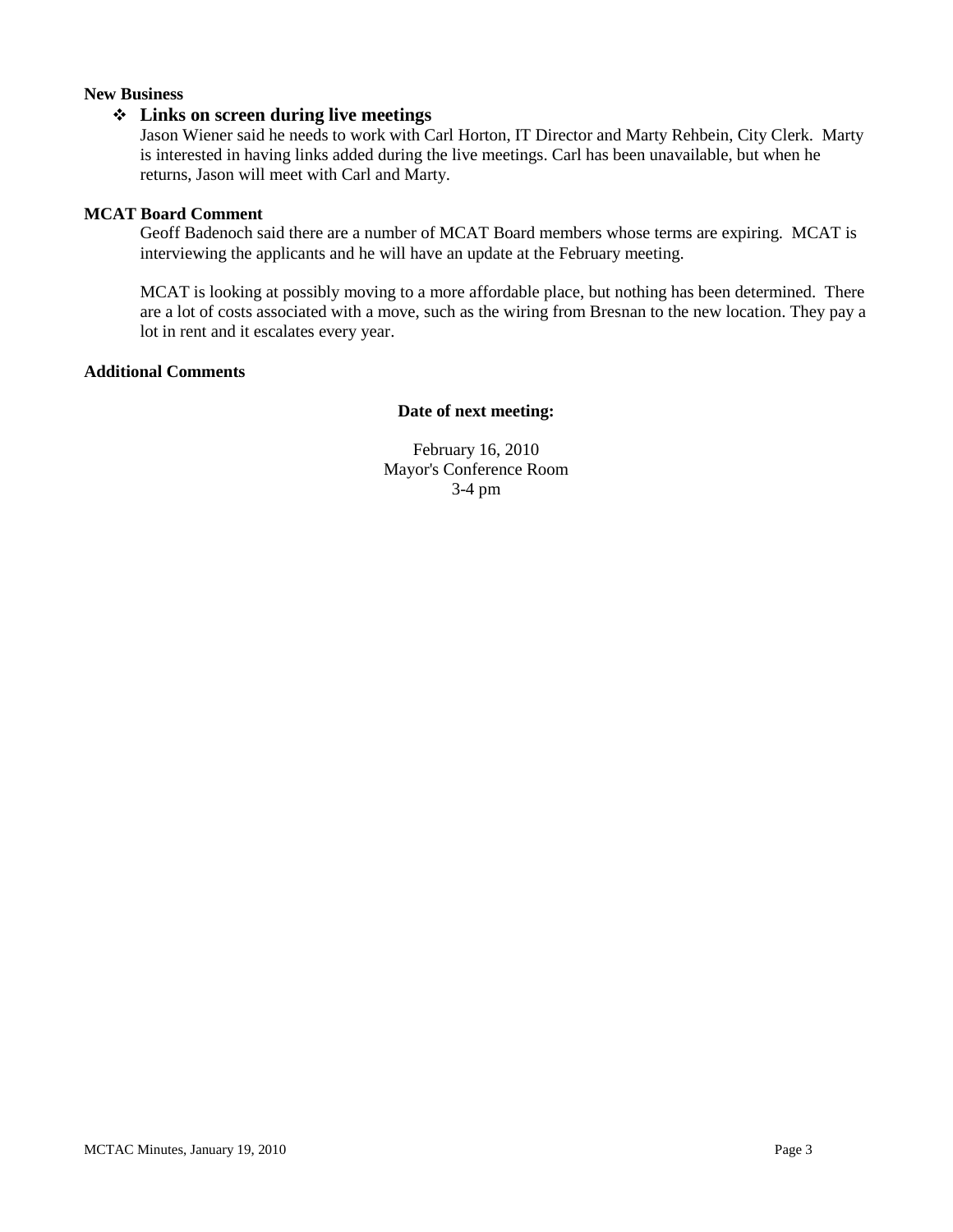**New Business**

- **Links on screen during live meetings**

  Jason Wiener said he needs to work with Carl Horton, IT Director and Marty Rehbein, City Clerk. Marty is interested in having links added during the live meetings. Carl has been unavailable, but when he returns, Jason will meet with Carl and Marty.

**MCAT Board Comment**

Geoff Badenoch said there are a number of MCAT Board members whose terms are expiring. MCAT is interviewing the applicants and he will have an update at the February meeting.

MCAT is looking at possibly moving to a more affordable place, but nothing has been determined. There are a lot of costs associated with a move, such as the wiring from Bresnan to the new location. They pay a lot in rent and it escalates every year.

**Additional Comments**

**Date of next meeting:**

February 16, 2010
Mayor's Conference Room
3-4 pm